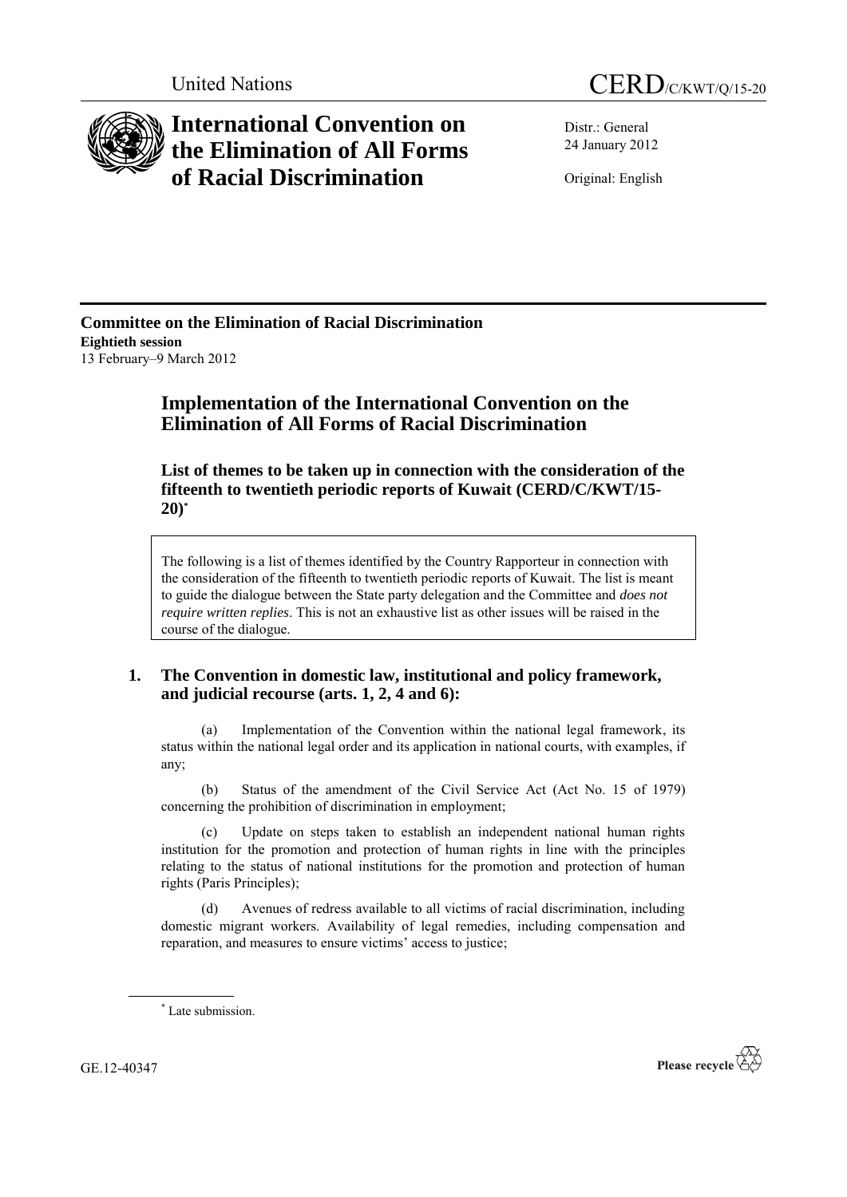United Nations CERD/C/KWT/Q/15-20

# International Convention on the Elimination of All Forms of Racial Discrimination

Distr.: General
24 January 2012

Original: English

**Committee on the Elimination of Racial Discrimination**
**Eightieth session**
13 February–9 March 2012

## Implementation of the International Convention on the Elimination of All Forms of Racial Discrimination

### List of themes to be taken up in connection with the consideration of the fifteenth to twentieth periodic reports of Kuwait (CERD/C/KWT/15-20)*

The following is a list of themes identified by the Country Rapporteur in connection with the consideration of the fifteenth to twentieth periodic reports of Kuwait. The list is meant to guide the dialogue between the State party delegation and the Committee and *does not require written replies*. This is not an exhaustive list as other issues will be raised in the course of the dialogue.

### 1. The Convention in domestic law, institutional and policy framework, and judicial recourse (arts. 1, 2, 4 and 6):

(a) Implementation of the Convention within the national legal framework, its status within the national legal order and its application in national courts, with examples, if any;

(b) Status of the amendment of the Civil Service Act (Act No. 15 of 1979) concerning the prohibition of discrimination in employment;

(c) Update on steps taken to establish an independent national human rights institution for the promotion and protection of human rights in line with the principles relating to the status of national institutions for the promotion and protection of human rights (Paris Principles);

(d) Avenues of redress available to all victims of racial discrimination, including domestic migrant workers. Availability of legal remedies, including compensation and reparation, and measures to ensure victims' access to justice;

* Late submission.

GE.12-40347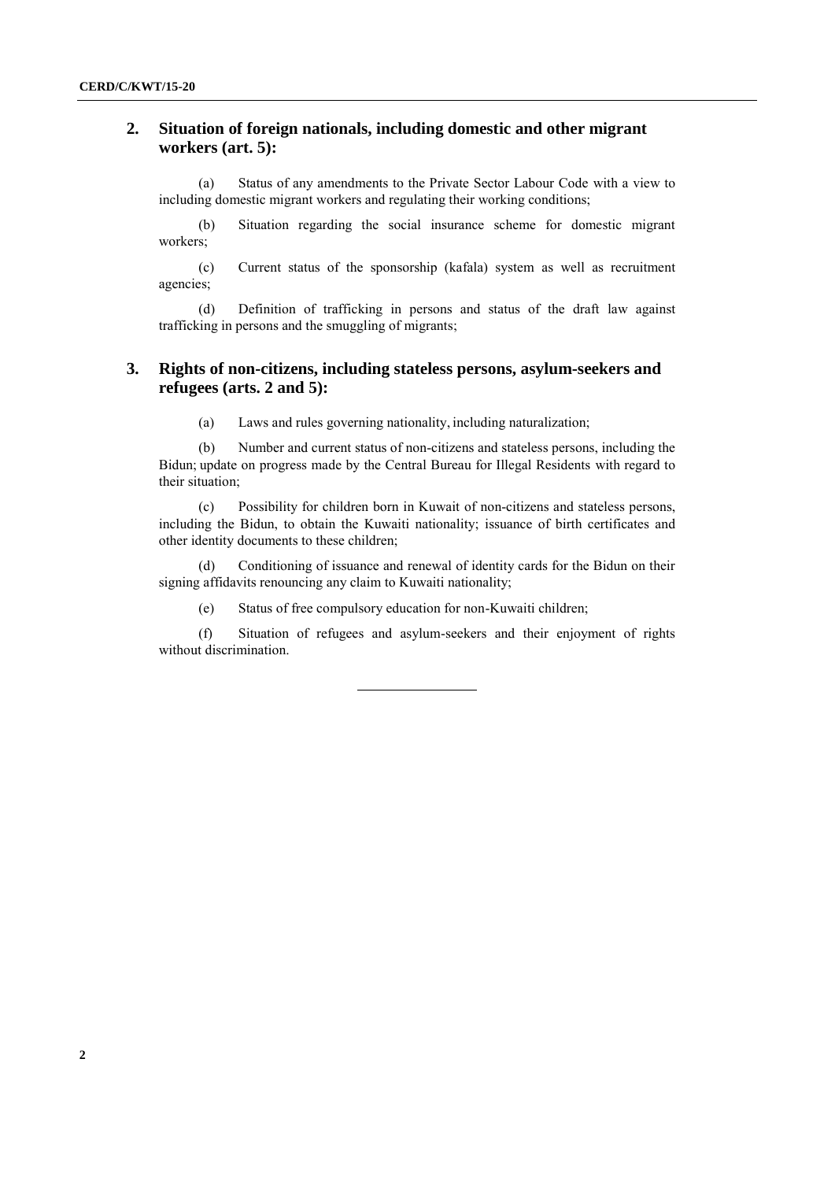## 2. Situation of foreign nationals, including domestic and other migrant workers (art. 5):

(a) Status of any amendments to the Private Sector Labour Code with a view to including domestic migrant workers and regulating their working conditions;

(b) Situation regarding the social insurance scheme for domestic migrant workers;

(c) Current status of the sponsorship (kafala) system as well as recruitment agencies;

(d) Definition of trafficking in persons and status of the draft law against trafficking in persons and the smuggling of migrants;

## 3. Rights of non-citizens, including stateless persons, asylum-seekers and refugees (arts. 2 and 5):

(a) Laws and rules governing nationality, including naturalization;

(b) Number and current status of non-citizens and stateless persons, including the Bidun; update on progress made by the Central Bureau for Illegal Residents with regard to their situation;

(c) Possibility for children born in Kuwait of non-citizens and stateless persons, including the Bidun, to obtain the Kuwaiti nationality; issuance of birth certificates and other identity documents to these children;

(d) Conditioning of issuance and renewal of identity cards for the Bidun on their signing affidavits renouncing any claim to Kuwaiti nationality;

(e) Status of free compulsory education for non-Kuwaiti children;

(f) Situation of refugees and asylum-seekers and their enjoyment of rights without discrimination.